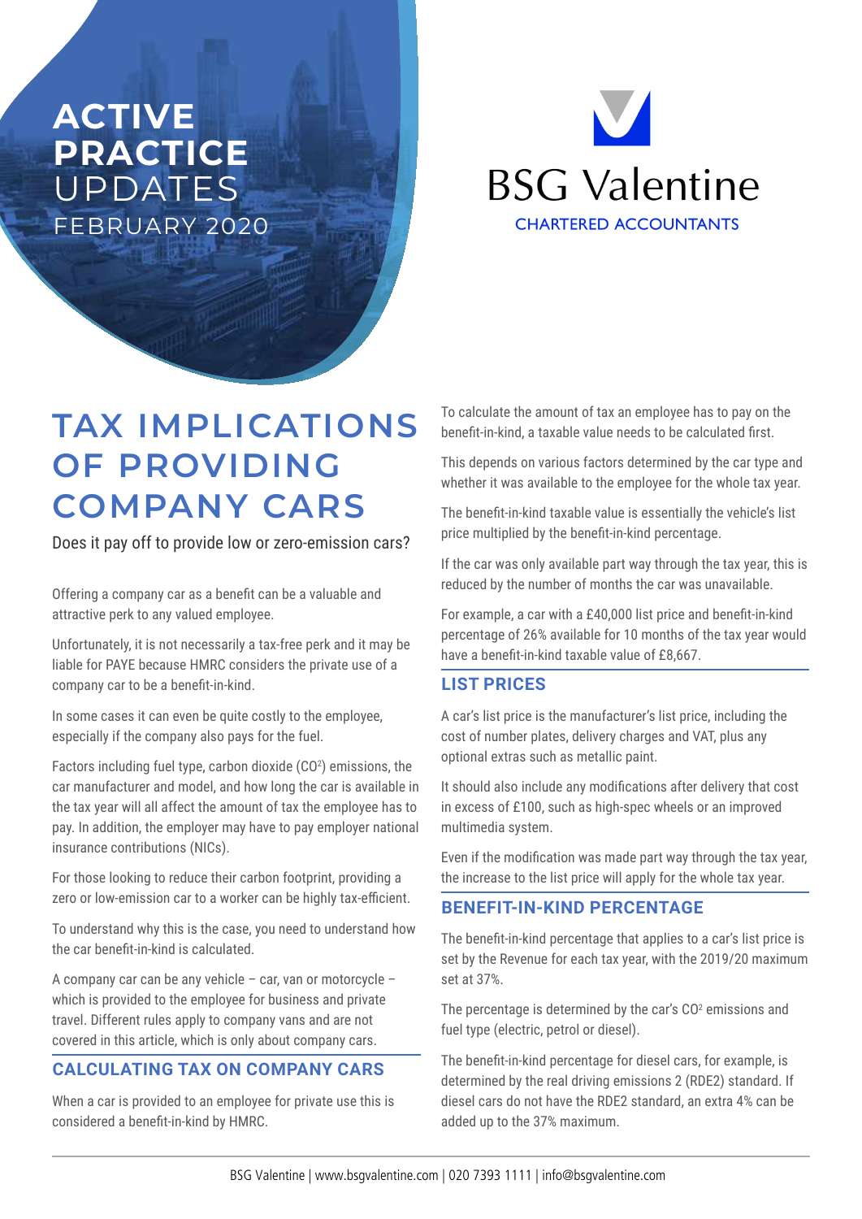# ACTIVE PRACTICE UPDATES

FEBRUARY 2020

BSG Valentine

CHARTERED ACCOUNTANTS

# TAX IMPLICATIONS OF PROVIDING COMPANY CARS

Does it pay off to provide low or zero-emission cars?

Offering a company car as a benefit can be a valuable and attractive perk to any valued employee.

Unfortunately, it is not necessarily a tax-free perk and it may be liable for PAYE because HMRC considers the private use of a company car to be a benefit-in-kind.

In some cases it can even be quite costly to the employee, especially if the company also pays for the fuel.

Factors including fuel type, carbon dioxide ($CO^2$) emissions, the car manufacturer and model, and how long the car is available in the tax year will all affect the amount of tax the employee has to pay. In addition, the employer may have to pay employer national insurance contributions (NICs).

For those looking to reduce their carbon footprint, providing a zero or low-emission car to a worker can be highly tax-efficient.

To understand why this is the case, you need to understand how the car benefit-in-kind is calculated.

A company car can be any vehicle – car, van or motorcycle – which is provided to the employee for business and private travel. Different rules apply to company vans and are not covered in this article, which is only about company cars.

## CALCULATING TAX ON COMPANY CARS

When a car is provided to an employee for private use this is considered a benefit-in-kind by HMRC.

To calculate the amount of tax an employee has to pay on the benefit-in-kind, a taxable value needs to be calculated first.

This depends on various factors determined by the car type and whether it was available to the employee for the whole tax year.

The benefit-in-kind taxable value is essentially the vehicle's list price multiplied by the benefit-in-kind percentage.

If the car was only available part way through the tax year, this is reduced by the number of months the car was unavailable.

For example, a car with a £40,000 list price and benefit-in-kind percentage of 26% available for 10 months of the tax year would have a benefit-in-kind taxable value of £8,667.

## LIST PRICES

A car's list price is the manufacturer's list price, including the cost of number plates, delivery charges and VAT, plus any optional extras such as metallic paint.

It should also include any modifications after delivery that cost in excess of £100, such as high-spec wheels or an improved multimedia system.

Even if the modification was made part way through the tax year, the increase to the list price will apply for the whole tax year.

## BENEFIT-IN-KIND PERCENTAGE

The benefit-in-kind percentage that applies to a car's list price is set by the Revenue for each tax year, with the 2019/20 maximum set at 37%.

The percentage is determined by the car's $CO^2$ emissions and fuel type (electric, petrol or diesel).

The benefit-in-kind percentage for diesel cars, for example, is determined by the real driving emissions 2 (RDE2) standard. If diesel cars do not have the RDE2 standard, an extra 4% can be added up to the 37% maximum.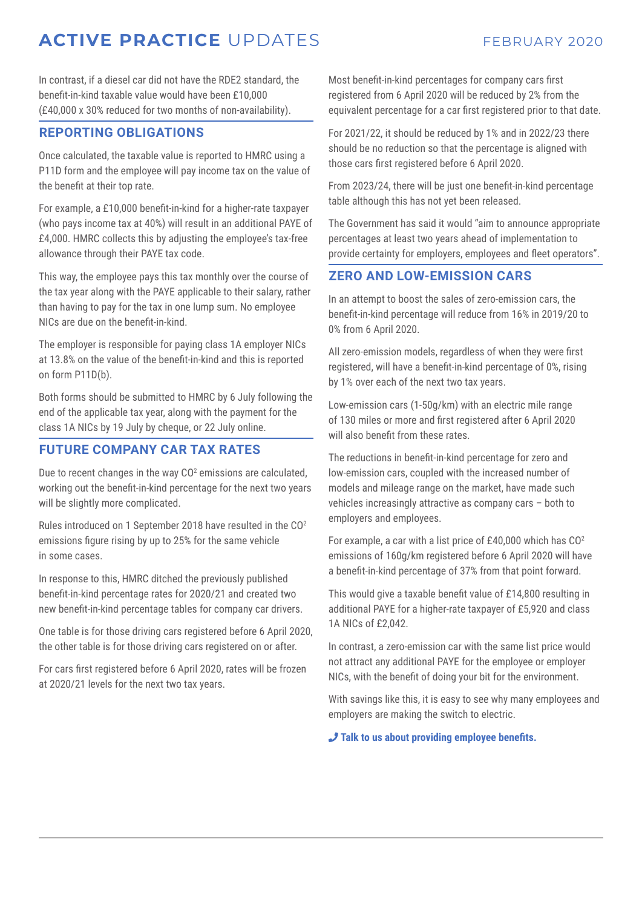In contrast, if a diesel car did not have the RDE2 standard, the benefit-in-kind taxable value would have been £10,000 (£40,000 x 30% reduced for two months of non-availability).

## REPORTING OBLIGATIONS

Once calculated, the taxable value is reported to HMRC using a P11D form and the employee will pay income tax on the value of the benefit at their top rate.

For example, a £10,000 benefit-in-kind for a higher-rate taxpayer (who pays income tax at 40%) will result in an additional PAYE of £4,000. HMRC collects this by adjusting the employee's tax-free allowance through their PAYE tax code.

This way, the employee pays this tax monthly over the course of the tax year along with the PAYE applicable to their salary, rather than having to pay for the tax in one lump sum. No employee NICs are due on the benefit-in-kind.

The employer is responsible for paying class 1A employer NICs at 13.8% on the value of the benefit-in-kind and this is reported on form P11D(b).

Both forms should be submitted to HMRC by 6 July following the end of the applicable tax year, along with the payment for the class 1A NICs by 19 July by cheque, or 22 July online.

## FUTURE COMPANY CAR TAX RATES

Due to recent changes in the way $CO^2$ emissions are calculated, working out the benefit-in-kind percentage for the next two years will be slightly more complicated.

Rules introduced on 1 September 2018 have resulted in the $CO^2$ emissions figure rising by up to 25% for the same vehicle in some cases.

In response to this, HMRC ditched the previously published benefit-in-kind percentage rates for 2020/21 and created two new benefit-in-kind percentage tables for company car drivers.

One table is for those driving cars registered before 6 April 2020, the other table is for those driving cars registered on or after.

For cars first registered before 6 April 2020, rates will be frozen at 2020/21 levels for the next two tax years.

Most benefit-in-kind percentages for company cars first registered from 6 April 2020 will be reduced by 2% from the equivalent percentage for a car first registered prior to that date.

For 2021/22, it should be reduced by 1% and in 2022/23 there should be no reduction so that the percentage is aligned with those cars first registered before 6 April 2020.

From 2023/24, there will be just one benefit-in-kind percentage table although this has not yet been released.

The Government has said it would "aim to announce appropriate percentages at least two years ahead of implementation to provide certainty for employers, employees and fleet operators".

## ZERO AND LOW-EMISSION CARS

In an attempt to boost the sales of zero-emission cars, the benefit-in-kind percentage will reduce from 16% in 2019/20 to 0% from 6 April 2020.

All zero-emission models, regardless of when they were first registered, will have a benefit-in-kind percentage of 0%, rising by 1% over each of the next two tax years.

Low-emission cars (1-50g/km) with an electric mile range of 130 miles or more and first registered after 6 April 2020 will also benefit from these rates.

The reductions in benefit-in-kind percentage for zero and low-emission cars, coupled with the increased number of models and mileage range on the market, have made such vehicles increasingly attractive as company cars – both to employers and employees.

For example, a car with a list price of £40,000 which has $CO^2$ emissions of 160g/km registered before 6 April 2020 will have a benefit-in-kind percentage of 37% from that point forward.

This would give a taxable benefit value of £14,800 resulting in additional PAYE for a higher-rate taxpayer of £5,920 and class 1A NICs of £2,042.

In contrast, a zero-emission car with the same list price would not attract any additional PAYE for the employee or employer NICs, with the benefit of doing your bit for the environment.

With savings like this, it is easy to see why many employees and employers are making the switch to electric.

**Talk to us about providing employee benefits.**